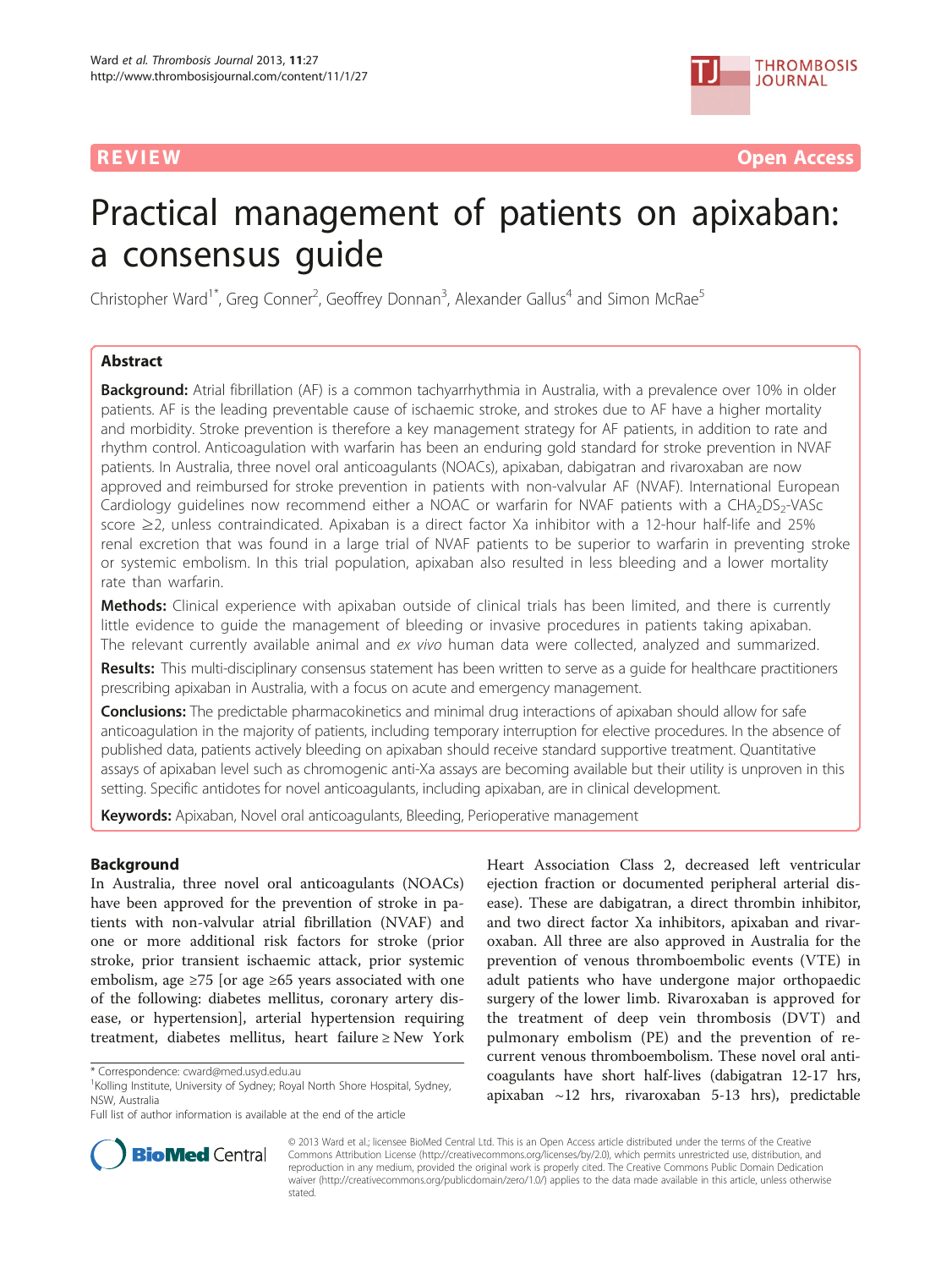REVIEW Open Access

# Practical management of patients on apixaban: a consensus guide

Christopher Ward[1*], Greg Conner[2], Geoffrey Donnan[3], Alexander Gallus[4] and Simon McRae[5]

## Abstract

**Background:** Atrial fibrillation (AF) is a common tachyarrhythmia in Australia, with a prevalence over 10% in older patients. AF is the leading preventable cause of ischaemic stroke, and strokes due to AF have a higher mortality and morbidity. Stroke prevention is therefore a key management strategy for AF patients, in addition to rate and rhythm control. Anticoagulation with warfarin has been an enduring gold standard for stroke prevention in NVAF patients. In Australia, three novel oral anticoagulants (NOACs), apixaban, dabigatran and rivaroxaban are now approved and reimbursed for stroke prevention in patients with non-valvular AF (NVAF). International European Cardiology guidelines now recommend either a NOAC or warfarin for NVAF patients with a $CHA_2DS_2$-VASc score ≥2, unless contraindicated. Apixaban is a direct factor Xa inhibitor with a 12-hour half-life and 25% renal excretion that was found in a large trial of NVAF patients to be superior to warfarin in preventing stroke or systemic embolism. In this trial population, apixaban also resulted in less bleeding and a lower mortality rate than warfarin.

**Methods:** Clinical experience with apixaban outside of clinical trials has been limited, and there is currently little evidence to guide the management of bleeding or invasive procedures in patients taking apixaban. The relevant currently available animal and *ex vivo* human data were collected, analyzed and summarized.

**Results:** This multi-disciplinary consensus statement has been written to serve as a guide for healthcare practitioners prescribing apixaban in Australia, with a focus on acute and emergency management.

**Conclusions:** The predictable pharmacokinetics and minimal drug interactions of apixaban should allow for safe anticoagulation in the majority of patients, including temporary interruption for elective procedures. In the absence of published data, patients actively bleeding on apixaban should receive standard supportive treatment. Quantitative assays of apixaban level such as chromogenic anti-Xa assays are becoming available but their utility is unproven in this setting. Specific antidotes for novel anticoagulants, including apixaban, are in clinical development.

**Keywords:** Apixaban, Novel oral anticoagulants, Bleeding, Perioperative management

## Background

In Australia, three novel oral anticoagulants (NOACs) have been approved for the prevention of stroke in patients with non-valvular atrial fibrillation (NVAF) and one or more additional risk factors for stroke (prior stroke, prior transient ischaemic attack, prior systemic embolism, age ≥75 [or age ≥65 years associated with one of the following: diabetes mellitus, coronary artery disease, or hypertension], arterial hypertension requiring treatment, diabetes mellitus, heart failure ≥ New York Heart Association Class 2, decreased left ventricular ejection fraction or documented peripheral arterial disease). These are dabigatran, a direct thrombin inhibitor, and two direct factor Xa inhibitors, apixaban and rivaroxaban. All three are also approved in Australia for the prevention of venous thromboembolic events (VTE) in adult patients who have undergone major orthopaedic surgery of the lower limb. Rivaroxaban is approved for the treatment of deep vein thrombosis (DVT) and pulmonary embolism (PE) and the prevention of recurrent venous thromboembolism. These novel oral anticoagulants have short half-lives (dabigatran 12-17 hrs, apixaban ~12 hrs, rivaroxaban 5-13 hrs), predictable

\* Correspondence: cward@med.usyd.edu.au
[1]Kolling Institute, University of Sydney; Royal North Shore Hospital, Sydney, NSW, Australia
Full list of author information is available at the end of the article

© 2013 Ward et al.; licensee BioMed Central Ltd. This is an Open Access article distributed under the terms of the Creative Commons Attribution License (http://creativecommons.org/licenses/by/2.0), which permits unrestricted use, distribution, and reproduction in any medium, provided the original work is properly cited. The Creative Commons Public Domain Dedication waiver (http://creativecommons.org/publicdomain/zero/1.0/) applies to the data made available in this article, unless otherwise stated.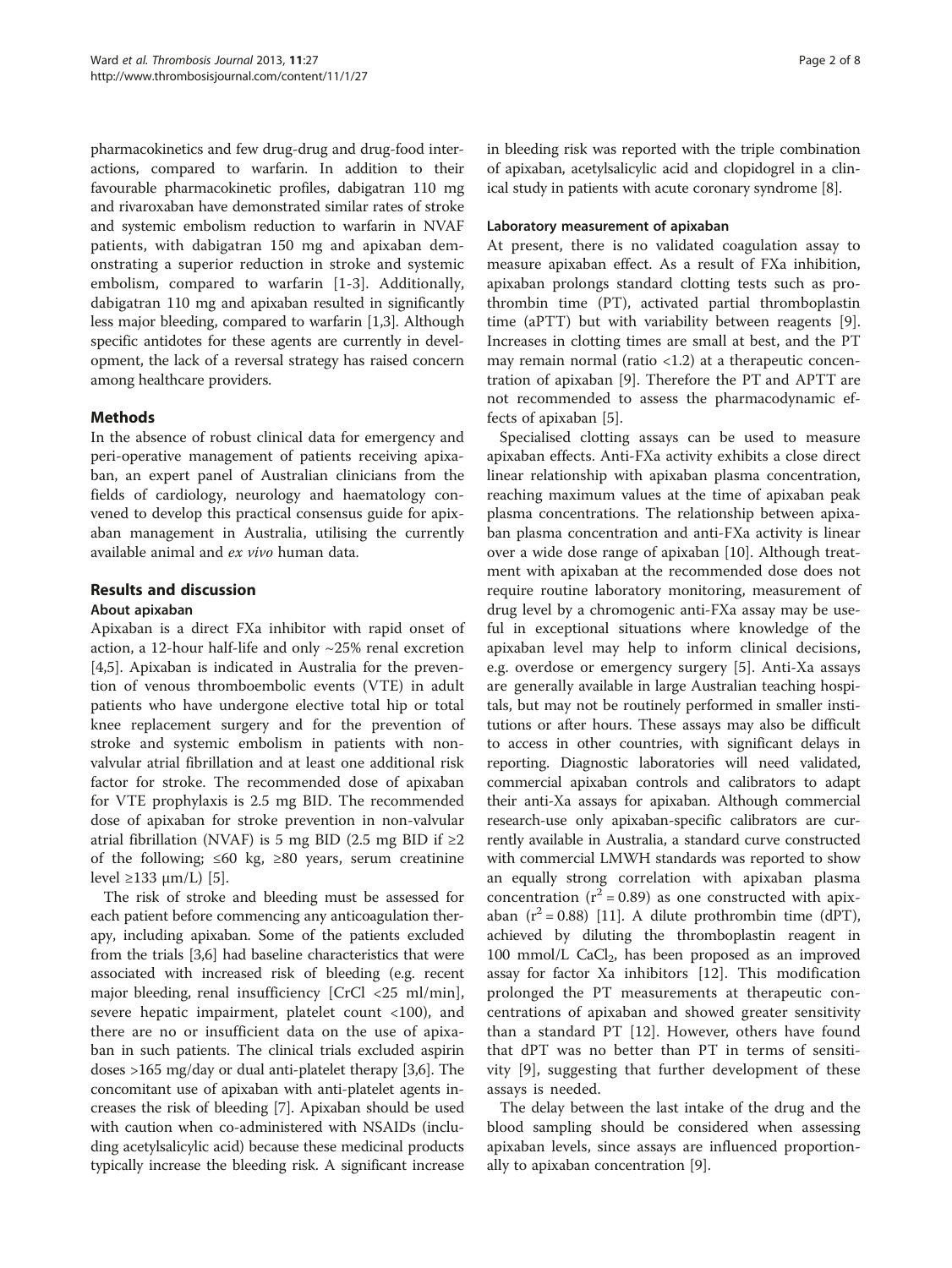pharmacokinetics and few drug-drug and drug-food interactions, compared to warfarin. In addition to their favourable pharmacokinetic profiles, dabigatran 110 mg and rivaroxaban have demonstrated similar rates of stroke and systemic embolism reduction to warfarin in NVAF patients, with dabigatran 150 mg and apixaban demonstrating a superior reduction in stroke and systemic embolism, compared to warfarin [1-3]. Additionally, dabigatran 110 mg and apixaban resulted in significantly less major bleeding, compared to warfarin [1,3]. Although specific antidotes for these agents are currently in development, the lack of a reversal strategy has raised concern among healthcare providers.

## Methods

In the absence of robust clinical data for emergency and peri-operative management of patients receiving apixaban, an expert panel of Australian clinicians from the fields of cardiology, neurology and haematology convened to develop this practical consensus guide for apixaban management in Australia, utilising the currently available animal and *ex vivo* human data.

## Results and discussion

### About apixaban

Apixaban is a direct FXa inhibitor with rapid onset of action, a 12-hour half-life and only ~25% renal excretion [4,5]. Apixaban is indicated in Australia for the prevention of venous thromboembolic events (VTE) in adult patients who have undergone elective total hip or total knee replacement surgery and for the prevention of stroke and systemic embolism in patients with non-valvular atrial fibrillation and at least one additional risk factor for stroke. The recommended dose of apixaban for VTE prophylaxis is 2.5 mg BID. The recommended dose of apixaban for stroke prevention in non-valvular atrial fibrillation (NVAF) is 5 mg BID (2.5 mg BID if ≥2 of the following; ≤60 kg, ≥80 years, serum creatinine level ≥133 μm/L) [5].

The risk of stroke and bleeding must be assessed for each patient before commencing any anticoagulation therapy, including apixaban. Some of the patients excluded from the trials [3,6] had baseline characteristics that were associated with increased risk of bleeding (e.g. recent major bleeding, renal insufficiency [CrCl <25 ml/min], severe hepatic impairment, platelet count <100), and there are no or insufficient data on the use of apixaban in such patients. The clinical trials excluded aspirin doses >165 mg/day or dual anti-platelet therapy [3,6]. The concomitant use of apixaban with anti-platelet agents increases the risk of bleeding [7]. Apixaban should be used with caution when co-administered with NSAIDs (including acetylsalicylic acid) because these medicinal products typically increase the bleeding risk. A significant increase in bleeding risk was reported with the triple combination of apixaban, acetylsalicylic acid and clopidogrel in a clinical study in patients with acute coronary syndrome [8].

### Laboratory measurement of apixaban

At present, there is no validated coagulation assay to measure apixaban effect. As a result of FXa inhibition, apixaban prolongs standard clotting tests such as prothrombin time (PT), activated partial thromboplastin time (aPTT) but with variability between reagents [9]. Increases in clotting times are small at best, and the PT may remain normal (ratio <1.2) at a therapeutic concentration of apixaban [9]. Therefore the PT and APTT are not recommended to assess the pharmacodynamic effects of apixaban [5].

Specialised clotting assays can be used to measure apixaban effects. Anti-FXa activity exhibits a close direct linear relationship with apixaban plasma concentration, reaching maximum values at the time of apixaban peak plasma concentrations. The relationship between apixaban plasma concentration and anti-FXa activity is linear over a wide dose range of apixaban [10]. Although treatment with apixaban at the recommended dose does not require routine laboratory monitoring, measurement of drug level by a chromogenic anti-FXa assay may be useful in exceptional situations where knowledge of the apixaban level may help to inform clinical decisions, e.g. overdose or emergency surgery [5]. Anti-Xa assays are generally available in large Australian teaching hospitals, but may not be routinely performed in smaller institutions or after hours. These assays may also be difficult to access in other countries, with significant delays in reporting. Diagnostic laboratories will need validated, commercial apixaban controls and calibrators to adapt their anti-Xa assays for apixaban. Although commercial research-use only apixaban-specific calibrators are currently available in Australia, a standard curve constructed with commercial LMWH standards was reported to show an equally strong correlation with apixaban plasma concentration ($r^2 = 0.89$) as one constructed with apixaban ($r^2 = 0.88$) [11]. A dilute prothrombin time (dPT), achieved by diluting the thromboplastin reagent in 100 mmol/L $CaCl_2$, has been proposed as an improved assay for factor Xa inhibitors [12]. This modification prolonged the PT measurements at therapeutic concentrations of apixaban and showed greater sensitivity than a standard PT [12]. However, others have found that dPT was no better than PT in terms of sensitivity [9], suggesting that further development of these assays is needed.

The delay between the last intake of the drug and the blood sampling should be considered when assessing apixaban levels, since assays are influenced proportionally to apixaban concentration [9].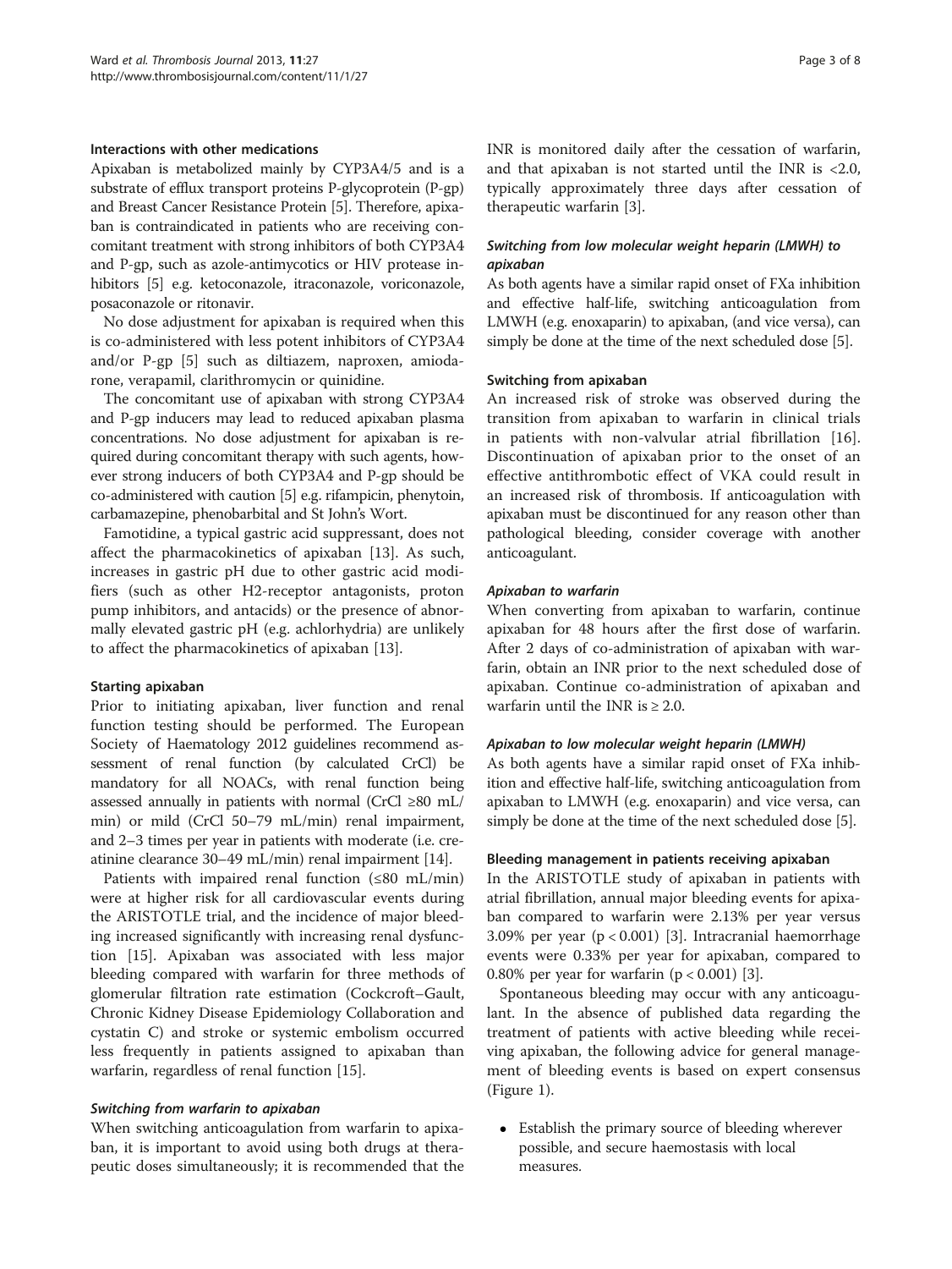### Interactions with other medications

Apixaban is metabolized mainly by CYP3A4/5 and is a substrate of efflux transport proteins P-glycoprotein (P-gp) and Breast Cancer Resistance Protein [5]. Therefore, apixaban is contraindicated in patients who are receiving concomitant treatment with strong inhibitors of both CYP3A4 and P-gp, such as azole-antimycotics or HIV protease inhibitors [5] e.g. ketoconazole, itraconazole, voriconazole, posaconazole or ritonavir.

No dose adjustment for apixaban is required when this is co-administered with less potent inhibitors of CYP3A4 and/or P-gp [5] such as diltiazem, naproxen, amiodarone, verapamil, clarithromycin or quinidine.

The concomitant use of apixaban with strong CYP3A4 and P-gp inducers may lead to reduced apixaban plasma concentrations. No dose adjustment for apixaban is required during concomitant therapy with such agents, however strong inducers of both CYP3A4 and P-gp should be co-administered with caution [5] e.g. rifampicin, phenytoin, carbamazepine, phenobarbital and St John's Wort.

Famotidine, a typical gastric acid suppressant, does not affect the pharmacokinetics of apixaban [13]. As such, increases in gastric pH due to other gastric acid modifiers (such as other H2-receptor antagonists, proton pump inhibitors, and antacids) or the presence of abnormally elevated gastric pH (e.g. achlorhydria) are unlikely to affect the pharmacokinetics of apixaban [13].

### Starting apixaban

Prior to initiating apixaban, liver function and renal function testing should be performed. The European Society of Haematology 2012 guidelines recommend assessment of renal function (by calculated CrCl) be mandatory for all NOACs, with renal function being assessed annually in patients with normal (CrCl ≥80 mL/min) or mild (CrCl 50–79 mL/min) renal impairment, and 2–3 times per year in patients with moderate (i.e. creatinine clearance 30–49 mL/min) renal impairment [14].

Patients with impaired renal function (≤80 mL/min) were at higher risk for all cardiovascular events during the ARISTOTLE trial, and the incidence of major bleeding increased significantly with increasing renal dysfunction [15]. Apixaban was associated with less major bleeding compared with warfarin for three methods of glomerular filtration rate estimation (Cockcroft–Gault, Chronic Kidney Disease Epidemiology Collaboration and cystatin C) and stroke or systemic embolism occurred less frequently in patients assigned to apixaban than warfarin, regardless of renal function [15].

#### *Switching from warfarin to apixaban*

When switching anticoagulation from warfarin to apixaban, it is important to avoid using both drugs at therapeutic doses simultaneously; it is recommended that the INR is monitored daily after the cessation of warfarin, and that apixaban is not started until the INR is <2.0, typically approximately three days after cessation of therapeutic warfarin [3].

#### *Switching from low molecular weight heparin (LMWH) to apixaban*

As both agents have a similar rapid onset of FXa inhibition and effective half-life, switching anticoagulation from LMWH (e.g. enoxaparin) to apixaban, (and vice versa), can simply be done at the time of the next scheduled dose [5].

### Switching from apixaban

An increased risk of stroke was observed during the transition from apixaban to warfarin in clinical trials in patients with non-valvular atrial fibrillation [16]. Discontinuation of apixaban prior to the onset of an effective antithrombotic effect of VKA could result in an increased risk of thrombosis. If anticoagulation with apixaban must be discontinued for any reason other than pathological bleeding, consider coverage with another anticoagulant.

#### *Apixaban to warfarin*

When converting from apixaban to warfarin, continue apixaban for 48 hours after the first dose of warfarin. After 2 days of co-administration of apixaban with warfarin, obtain an INR prior to the next scheduled dose of apixaban. Continue co-administration of apixaban and warfarin until the INR is ≥ 2.0.

#### *Apixaban to low molecular weight heparin (LMWH)*

As both agents have a similar rapid onset of FXa inhibition and effective half-life, switching anticoagulation from apixaban to LMWH (e.g. enoxaparin) and vice versa, can simply be done at the time of the next scheduled dose [5].

### Bleeding management in patients receiving apixaban

In the ARISTOTLE study of apixaban in patients with atrial fibrillation, annual major bleeding events for apixaban compared to warfarin were 2.13% per year versus 3.09% per year ($p < 0.001$) [3]. Intracranial haemorrhage events were 0.33% per year for apixaban, compared to 0.80% per year for warfarin ($p < 0.001$) [3].

Spontaneous bleeding may occur with any anticoagulant. In the absence of published data regarding the treatment of patients with active bleeding while receiving apixaban, the following advice for general management of bleeding events is based on expert consensus (Figure 1).

- Establish the primary source of bleeding wherever possible, and secure haemostasis with local measures.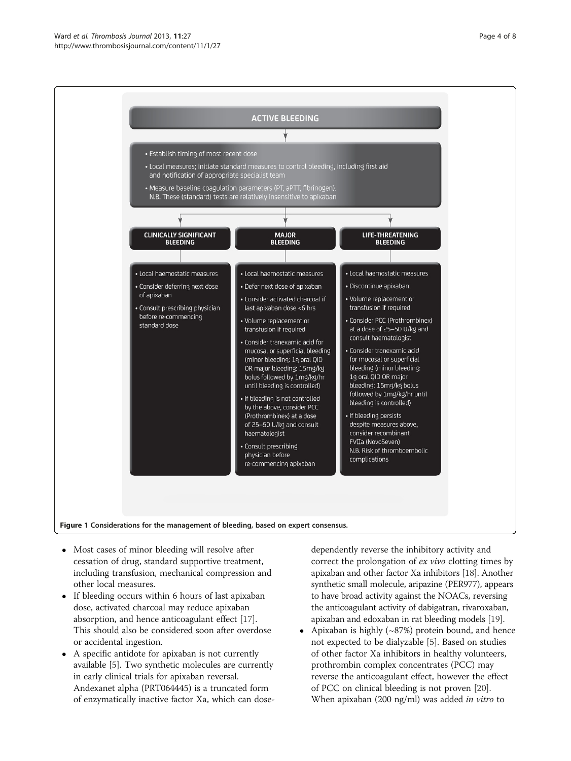**ACTIVE BLEEDING**

- Establish timing of most recent dose
- Local measures; initiate standard measures to control bleeding, including first aid and notification of appropriate specialist team
- Measure baseline coagulation parameters (PT, aPTT, fibrinogen). N.B. These (standard) tests are relatively insensitive to apixaban

**CLINICALLY SIGNIFICANT BLEEDING**

- Local haemostatic measures
- Consider deferring next dose of apixaban
- Consult prescribing physician before re-commencing standard dose

**MAJOR BLEEDING**

- Local haemostatic measures
- Defer next dose of apixaban
- Consider activated charcoal if last apixaban dose <6 hrs
- Volume replacement or transfusion if required
- Consider tranexamic acid for mucosal or superficial bleeding (minor bleeding: 1g oral QID OR major bleeding: 15mg/kg bolus followed by 1mg/kg/hr until bleeding is controlled)
- If bleeding is not controlled by the above, consider PCC (Prothrombinex) at a dose of 25–50 U/kg and consult haematologist
- Consult prescribing physician before re-commencing apixaban

**LIFE-THREATENING BLEEDING**

- Local haemostatic measures
- Discontinue apixaban
- Volume replacement or transfusion if required
- Consider PCC (Prothrombinex) at a dose of 25–50 U/kg and consult haematologist
- Consider tranexamic acid for mucosal or superficial bleeding (minor bleeding: 1g oral QID OR major bleeding: 15mg/kg bolus followed by 1mg/kg/hr until bleeding is controlled)
- If bleeding persists despite measures above, consider recombinant FVIIa (NovoSeven) N.B. Risk of thromboembolic complications

**Figure 1 Considerations for the management of bleeding, based on expert consensus.**

- Most cases of minor bleeding will resolve after cessation of drug, standard supportive treatment, including transfusion, mechanical compression and other local measures.
- If bleeding occurs within 6 hours of last apixaban dose, activated charcoal may reduce apixaban absorption, and hence anticoagulant effect [17]. This should also be considered soon after overdose or accidental ingestion.
- A specific antidote for apixaban is not currently available [5]. Two synthetic molecules are currently in early clinical trials for apixaban reversal. Andexanet alpha (PRT064445) is a truncated form of enzymatically inactive factor Xa, which can dose-dependently reverse the inhibitory activity and correct the prolongation of *ex vivo* clotting times by apixaban and other factor Xa inhibitors [18]. Another synthetic small molecule, aripazine (PER977), appears to have broad activity against the NOACs, reversing the anticoagulant activity of dabigatran, rivaroxaban, apixaban and edoxaban in rat bleeding models [19].
- Apixaban is highly (~87%) protein bound, and hence not expected to be dialyzable [5]. Based on studies of other factor Xa inhibitors in healthy volunteers, prothrombin complex concentrates (PCC) may reverse the anticoagulant effect, however the effect of PCC on clinical bleeding is not proven [20]. When apixaban (200 ng/ml) was added *in vitro* to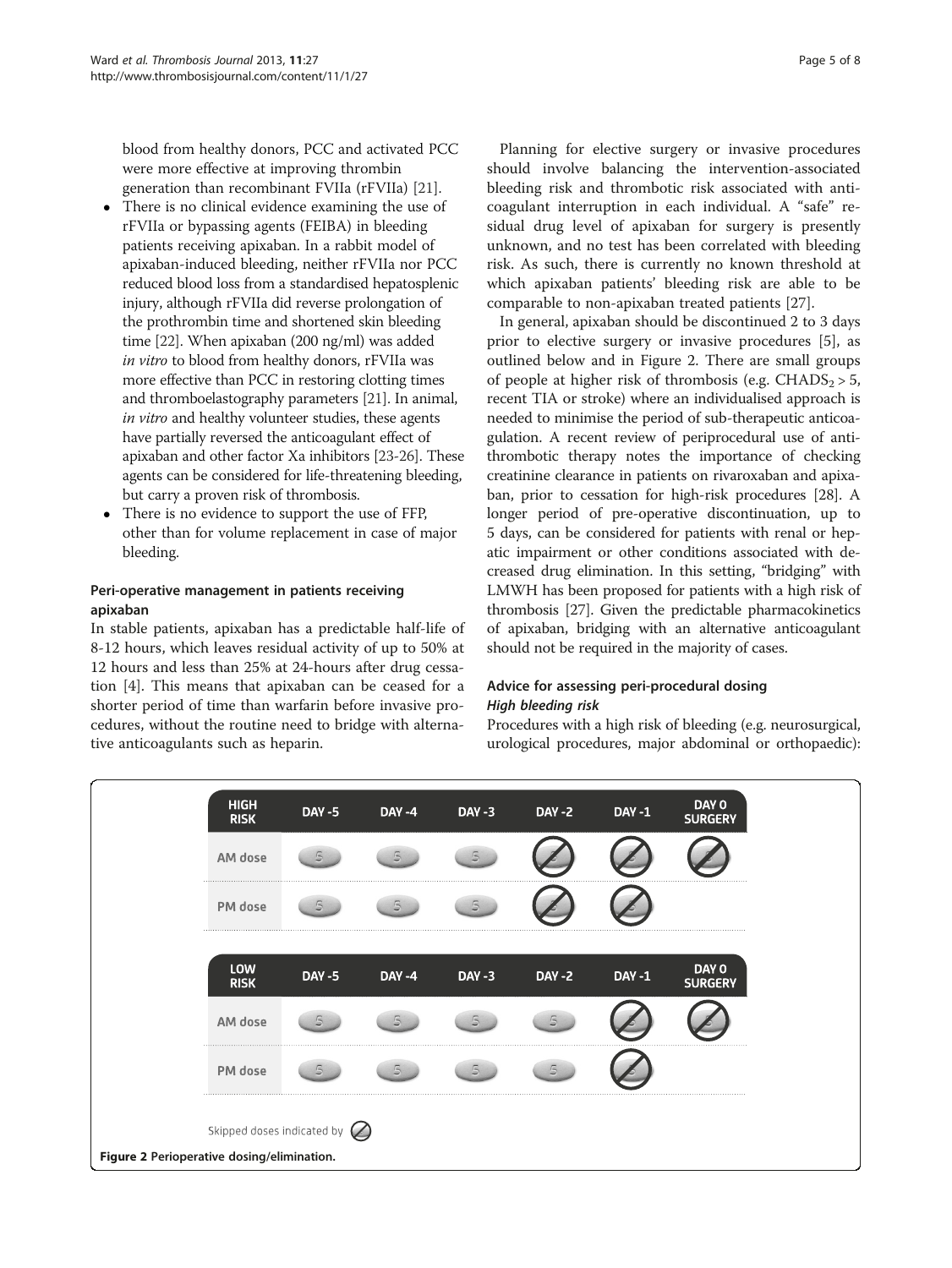blood from healthy donors, PCC and activated PCC were more effective at improving thrombin generation than recombinant FVIIa (rFVIIa) [21].

- There is no clinical evidence examining the use of rFVIIa or bypassing agents (FEIBA) in bleeding patients receiving apixaban. In a rabbit model of apixaban-induced bleeding, neither rFVIIa nor PCC reduced blood loss from a standardised hepatosplenic injury, although rFVIIa did reverse prolongation of the prothrombin time and shortened skin bleeding time [22]. When apixaban (200 ng/ml) was added *in vitro* to blood from healthy donors, rFVIIa was more effective than PCC in restoring clotting times and thromboelastography parameters [21]. In animal, *in vitro* and healthy volunteer studies, these agents have partially reversed the anticoagulant effect of apixaban and other factor Xa inhibitors [23-26]. These agents can be considered for life-threatening bleeding, but carry a proven risk of thrombosis.
- There is no evidence to support the use of FFP, other than for volume replacement in case of major bleeding.

### Peri-operative management in patients receiving apixaban

In stable patients, apixaban has a predictable half-life of 8-12 hours, which leaves residual activity of up to 50% at 12 hours and less than 25% at 24-hours after drug cessation [4]. This means that apixaban can be ceased for a shorter period of time than warfarin before invasive procedures, without the routine need to bridge with alternative anticoagulants such as heparin.

Planning for elective surgery or invasive procedures should involve balancing the intervention-associated bleeding risk and thrombotic risk associated with anticoagulant interruption in each individual. A "safe" residual drug level of apixaban for surgery is presently unknown, and no test has been correlated with bleeding risk. As such, there is currently no known threshold at which apixaban patients' bleeding risk are able to be comparable to non-apixaban treated patients [27].

In general, apixaban should be discontinued 2 to 3 days prior to elective surgery or invasive procedures [5], as outlined below and in Figure 2. There are small groups of people at higher risk of thrombosis (e.g. $CHADS_2 > 5$, recent TIA or stroke) where an individualised approach is needed to minimise the period of sub-therapeutic anticoagulation. A recent review of periprocedural use of antithrombotic therapy notes the importance of checking creatinine clearance in patients on rivaroxaban and apixaban, prior to cessation for high-risk procedures [28]. A longer period of pre-operative discontinuation, up to 5 days, can be considered for patients with renal or hepatic impairment or other conditions associated with decreased drug elimination. In this setting, "bridging" with LMWH has been proposed for patients with a high risk of thrombosis [27]. Given the predictable pharmacokinetics of apixaban, bridging with an alternative anticoagulant should not be required in the majority of cases.

### Advice for assessing peri-procedural dosing

#### *High bleeding risk*

Procedures with a high risk of bleeding (e.g. neurosurgical, urological procedures, major abdominal or orthopaedic):

| HIGH RISK | DAY -5 | DAY -4 | DAY -3 | DAY -2 | DAY -1 | DAY 0 SURGERY |
|---|---|---|---|---|---|---|
| AM dose | 5 | 5 | 5 | ⊘ | ⊘ | ⊘ |
| PM dose | 5 | 5 | 5 | ⊘ | ⊘ | |

| LOW RISK | DAY -5 | DAY -4 | DAY -3 | DAY -2 | DAY -1 | DAY 0 SURGERY |
|---|---|---|---|---|---|---|
| AM dose | 5 | 5 | 5 | 5 | ⊘ | ⊘ |
| PM dose | 5 | 5 | 5 | 5 | ⊘ | |

Skipped doses indicated by ⊘

**Figure 2** Perioperative dosing/elimination.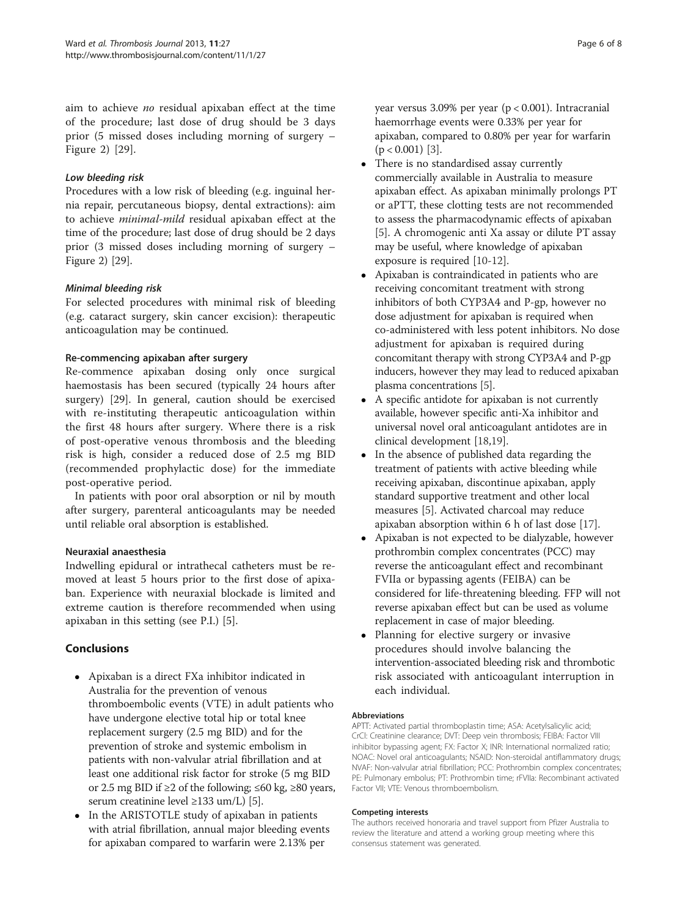aim to achieve *no* residual apixaban effect at the time of the procedure; last dose of drug should be 3 days prior (5 missed doses including morning of surgery – Figure 2) [29].

#### *Low bleeding risk*

Procedures with a low risk of bleeding (e.g. inguinal hernia repair, percutaneous biopsy, dental extractions): aim to achieve *minimal-mild* residual apixaban effect at the time of the procedure; last dose of drug should be 2 days prior (3 missed doses including morning of surgery – Figure 2) [29].

#### *Minimal bleeding risk*

For selected procedures with minimal risk of bleeding (e.g. cataract surgery, skin cancer excision): therapeutic anticoagulation may be continued.

### Re-commencing apixaban after surgery

Re-commence apixaban dosing only once surgical haemostasis has been secured (typically 24 hours after surgery) [29]. In general, caution should be exercised with re-instituting therapeutic anticoagulation within the first 48 hours after surgery. Where there is a risk of post-operative venous thrombosis and the bleeding risk is high, consider a reduced dose of 2.5 mg BID (recommended prophylactic dose) for the immediate post-operative period.

In patients with poor oral absorption or nil by mouth after surgery, parenteral anticoagulants may be needed until reliable oral absorption is established.

### Neuraxial anaesthesia

Indwelling epidural or intrathecal catheters must be removed at least 5 hours prior to the first dose of apixaban. Experience with neuraxial blockade is limited and extreme caution is therefore recommended when using apixaban in this setting (see P.I.) [5].

## Conclusions

- Apixaban is a direct FXa inhibitor indicated in Australia for the prevention of venous thromboembolic events (VTE) in adult patients who have undergone elective total hip or total knee replacement surgery (2.5 mg BID) and for the prevention of stroke and systemic embolism in patients with non-valvular atrial fibrillation and at least one additional risk factor for stroke (5 mg BID or 2.5 mg BID if ≥2 of the following; ≤60 kg, ≥80 years, serum creatinine level ≥133 um/L) [5].
- In the ARISTOTLE study of apixaban in patients with atrial fibrillation, annual major bleeding events for apixaban compared to warfarin were 2.13% per year versus 3.09% per year ($p < 0.001$). Intracranial haemorrhage events were 0.33% per year for apixaban, compared to 0.80% per year for warfarin ($p < 0.001$) [3].
- There is no standardised assay currently commercially available in Australia to measure apixaban effect. As apixaban minimally prolongs PT or aPTT, these clotting tests are not recommended to assess the pharmacodynamic effects of apixaban [5]. A chromogenic anti Xa assay or dilute PT assay may be useful, where knowledge of apixaban exposure is required [10-12].
- Apixaban is contraindicated in patients who are receiving concomitant treatment with strong inhibitors of both CYP3A4 and P-gp, however no dose adjustment for apixaban is required when co-administered with less potent inhibitors. No dose adjustment for apixaban is required during concomitant therapy with strong CYP3A4 and P-gp inducers, however they may lead to reduced apixaban plasma concentrations [5].
- A specific antidote for apixaban is not currently available, however specific anti-Xa inhibitor and universal novel oral anticoagulant antidotes are in clinical development [18,19].
- In the absence of published data regarding the treatment of patients with active bleeding while receiving apixaban, discontinue apixaban, apply standard supportive treatment and other local measures [5]. Activated charcoal may reduce apixaban absorption within 6 h of last dose [17].
- Apixaban is not expected to be dialyzable, however prothrombin complex concentrates (PCC) may reverse the anticoagulant effect and recombinant FVIIa or bypassing agents (FEIBA) can be considered for life-threatening bleeding. FFP will not reverse apixaban effect but can be used as volume replacement in case of major bleeding.
- Planning for elective surgery or invasive procedures should involve balancing the intervention-associated bleeding risk and thrombotic risk associated with anticoagulant interruption in each individual.

#### Abbreviations

APTT: Activated partial thromboplastin time; ASA: Acetylsalicylic acid; CrCl: Creatinine clearance; DVT: Deep vein thrombosis; FEIBA: Factor VIII inhibitor bypassing agent; FX: Factor X; INR: International normalized ratio; NOAC: Novel oral anticoagulants; NSAID: Non-steroidal antiflammatory drugs; NVAF: Non-valvular atrial fibrillation; PCC: Prothrombin complex concentrates; PE: Pulmonary embolus; PT: Prothrombin time; rFVIIa: Recombinant activated Factor VII; VTE: Venous thromboembolism.

#### Competing interests

The authors received honoraria and travel support from Pfizer Australia to review the literature and attend a working group meeting where this consensus statement was generated.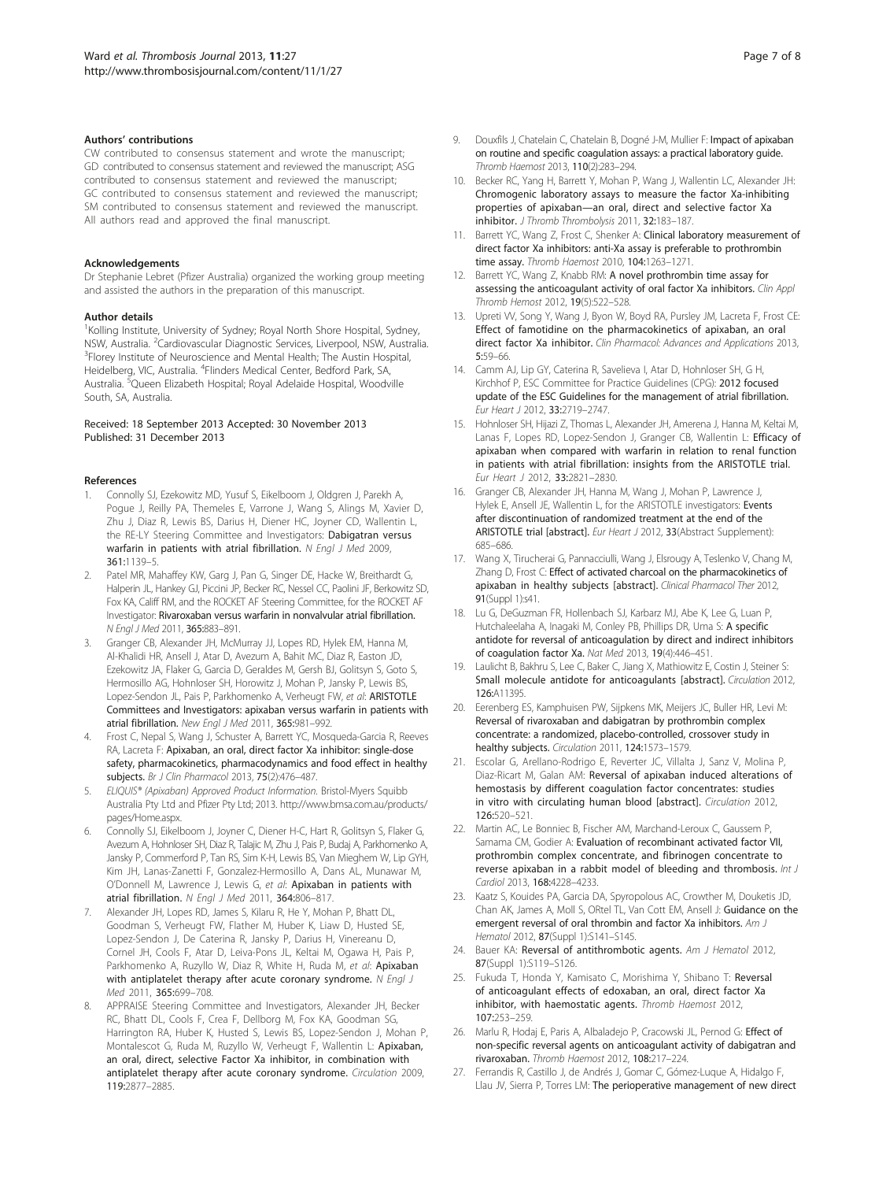#### Authors' contributions

CW contributed to consensus statement and wrote the manuscript; GD contributed to consensus statement and reviewed the manuscript; ASG contributed to consensus statement and reviewed the manuscript; GC contributed to consensus statement and reviewed the manuscript; SM contributed to consensus statement and reviewed the manuscript. All authors read and approved the final manuscript.

#### Acknowledgements

Dr Stephanie Lebret (Pfizer Australia) organized the working group meeting and assisted the authors in the preparation of this manuscript.

#### Author details

[1]Kolling Institute, University of Sydney; Royal North Shore Hospital, Sydney, NSW, Australia. [2]Cardiovascular Diagnostic Services, Liverpool, NSW, Australia. [3]Florey Institute of Neuroscience and Mental Health; The Austin Hospital, Heidelberg, VIC, Australia. [4]Flinders Medical Center, Bedford Park, SA, Australia. [5]Queen Elizabeth Hospital; Royal Adelaide Hospital, Woodville South, SA, Australia.

Received: 18 September 2013 Accepted: 30 November 2013
Published: 31 December 2013

#### References

1. Connolly SJ, Ezekowitz MD, Yusuf S, Eikelboom J, Oldgren J, Parekh A, Pogue J, Reilly PA, Themeles E, Varrone J, Wang S, Alings M, Xavier D, Zhu J, Diaz R, Lewis BS, Darius H, Diener HC, Joyner CD, Wallentin L, the RE-LY Steering Committee and Investigators: **Dabigatran versus warfarin in patients with atrial fibrillation.** *N Engl J Med* 2009, **361:**1139–5.
2. Patel MR, Mahaffey KW, Garg J, Pan G, Singer DE, Hacke W, Breithardt G, Halperin JL, Hankey GJ, Piccini JP, Becker RC, Nessel CC, Paolini JF, Berkowitz SD, Fox KA, Califf RM, and the ROCKET AF Steering Committee, for the ROCKET AF Investigator: **Rivaroxaban versus warfarin in nonvalvular atrial fibrillation.** *N Engl J Med* 2011, **365:**883–891.
3. Granger CB, Alexander JH, McMurray JJ, Lopes RD, Hylek EM, Hanna M, Al-Khalidi HR, Ansell J, Atar D, Avezum A, Bahit MC, Diaz R, Easton JD, Ezekowitz JA, Flaker G, Garcia D, Geraldes M, Gersh BJ, Golitsyn S, Goto S, Hermosillo AG, Hohnloser SH, Horowitz J, Mohan P, Jansky P, Lewis BS, Lopez-Sendon JL, Pais P, Parkhomenko A, Verheugt FW, *et al*: **ARISTOTLE Committees and Investigators: apixaban versus warfarin in patients with atrial fibrillation.** *New Engl J Med* 2011, **365:**981–992.
4. Frost C, Nepal S, Wang J, Schuster A, Barrett YC, Mosqueda-Garcia R, Reeves RA, Lacreta F: **Apixaban, an oral, direct factor Xa inhibitor: single-dose safety, pharmacokinetics, pharmacodynamics and food effect in healthy subjects.** *Br J Clin Pharmacol* 2013, **75**(2):476–487.
5. *ELIQUIS® (Apixaban) Approved Product Information.* Bristol-Myers Squibb Australia Pty Ltd and Pfizer Pty Ltd; 2013. http://www.bmsa.com.au/products/pages/Home.aspx.
6. Connolly SJ, Eikelboom J, Joyner C, Diener H-C, Hart R, Golitsyn S, Flaker G, Avezum A, Hohnloser SH, Diaz R, Talajic M, Zhu J, Pais P, Budaj A, Parkhomenko A, Jansky P, Commerford P, Tan RS, Sim K-H, Lewis BS, Van Mieghem W, Lip GYH, Kim JH, Lanas-Zanetti F, Gonzalez-Hermosillo A, Dans AL, Munawar M, O'Donnell M, Lawrence J, Lewis G, *et al*: **Apixaban in patients with atrial fibrillation.** *N Engl J Med* 2011, **364:**806–817.
7. Alexander JH, Lopes RD, James S, Kilaru R, He Y, Mohan P, Bhatt DL, Goodman S, Verheugt FW, Flather M, Huber K, Liaw D, Husted SE, Lopez-Sendon J, De Caterina R, Jansky P, Darius H, Vinereanu D, Cornel JH, Cools F, Atar D, Leiva-Pons JL, Keltai M, Ogawa H, Pais P, Parkhomenko A, Ruzyllo W, Diaz R, White H, Ruda M, *et al*: **Apixaban with antiplatelet therapy after acute coronary syndrome.** *N Engl J Med* 2011, **365:**699–708.
8. APPRAISE Steering Committee and Investigators, Alexander JH, Becker RC, Bhatt DL, Cools F, Crea F, Dellborg M, Fox KA, Goodman SG, Harrington RA, Huber K, Husted S, Lewis BS, Lopez-Sendon J, Mohan P, Montalescot G, Ruda M, Ruzyllo W, Verheugt F, Wallentin L: **Apixaban, an oral, direct, selective Factor Xa inhibitor, in combination with antiplatelet therapy after acute coronary syndrome.** *Circulation* 2009, **119:**2877–2885.
9. Douxfils J, Chatelain C, Chatelain B, Dogné J-M, Mullier F: **Impact of apixaban on routine and specific coagulation assays: a practical laboratory guide.** *Thromb Haemost* 2013, **110**(2):283–294.
10. Becker RC, Yang H, Barrett Y, Mohan P, Wang J, Wallentin LC, Alexander JH: **Chromogenic laboratory assays to measure the factor Xa-inhibiting properties of apixaban—an oral, direct and selective factor Xa inhibitor.** *J Thromb Thrombolysis* 2011, **32:**183–187.
11. Barrett YC, Wang Z, Frost C, Shenker A: **Clinical laboratory measurement of direct factor Xa inhibitors: anti-Xa assay is preferable to prothrombin time assay.** *Thromb Haemost* 2010, **104:**1263–1271.
12. Barrett YC, Wang Z, Knabb RM: **A novel prothrombin time assay for assessing the anticoagulant activity of oral factor Xa inhibitors.** *Clin Appl Thromb Hemost* 2012, **19**(5):522–528.
13. Upreti W, Song Y, Wang J, Byon W, Boyd RA, Pursley JM, Lacreta F, Frost CE: **Effect of famotidine on the pharmacokinetics of apixaban, an oral direct factor Xa inhibitor.** *Clin Pharmacol: Advances and Applications* 2013, **5:**59–66.
14. Camm AJ, Lip GY, Caterina R, Savelieva I, Atar D, Hohnloser SH, G H, Kirchhof P, ESC Committee for Practice Guidelines (CPG): **2012 focused update of the ESC Guidelines for the management of atrial fibrillation.** *Eur Heart J* 2012, **33:**2719–2747.
15. Hohnloser SH, Hijazi Z, Thomas L, Alexander JH, Amerena J, Hanna M, Keltai M, Lanas F, Lopes RD, Lopez-Sendon J, Granger CB, Wallentin L: **Efficacy of apixaban when compared with warfarin in relation to renal function in patients with atrial fibrillation: insights from the ARISTOTLE trial.** *Eur Heart J* 2012, **33:**2821–2830.
16. Granger CB, Alexander JH, Hanna M, Wang J, Mohan P, Lawrence J, Hylek E, Ansell JE, Wallentin L, for the ARISTOTLE investigators: **Events after discontinuation of randomized treatment at the end of the ARISTOTLE trial [abstract].** *Eur Heart J* 2012, **33**(Abstract Supplement): 685–686.
17. Wang X, Tirucherai G, Pannacciulli, Wang J, Elsrougy A, Teslenko V, Chang M, Zhang D, Frost C: **Effect of activated charcoal on the pharmacokinetics of apixaban in healthy subjects [abstract].** *Clinical Pharmacol Ther* 2012, **91**(Suppl 1):s41.
18. Lu G, DeGuzman FR, Hollenbach SJ, Karbarz MJ, Abe K, Lee G, Luan P, Hutchaleelaha A, Inagaki M, Conley PB, Phillips DR, Uma S: **A specific antidote for reversal of anticoagulation by direct and indirect inhibitors of coagulation factor Xa.** *Nat Med* 2013, **19**(4):446–451.
19. Laulicht B, Bakhru S, Lee C, Baker C, Jiang X, Mathiowitz E, Costin J, Steiner S: **Small molecule antidote for anticoagulants [abstract].** *Circulation* 2012, **126:**A11395.
20. Eerenberg ES, Kamphuisen PW, Sijpkens MK, Meijers JC, Buller HR, Levi M: **Reversal of rivaroxaban and dabigatran by prothrombin complex concentrate: a randomized, placebo-controlled, crossover study in healthy subjects.** *Circulation* 2011, **124:**1573–1579.
21. Escolar G, Arellano-Rodrigo E, Reverter JC, Villalta J, Sanz V, Molina P, Diaz-Ricart M, Galan AM: **Reversal of apixaban induced alterations of hemostasis by different coagulation factor concentrates: studies in vitro with circulating human blood [abstract].** *Circulation* 2012, **126:**520–521.
22. Martin AC, Le Bonniec B, Fischer AM, Marchand-Leroux C, Gaussem P, Samama CM, Godier A: **Evaluation of recombinant activated factor VII, prothrombin complex concentrate, and fibrinogen concentrate to reverse apixaban in a rabbit model of bleeding and thrombosis.** *Int J Cardiol* 2013, **168:**4228–4233.
23. Kaatz S, Kouides PA, Garcia DA, Spyropolous AC, Crowther M, Douketis JD, Chan AK, James A, Moll S, ORtel TL, Van Cott EM, Ansell J: **Guidance on the emergent reversal of oral thrombin and factor Xa inhibitors.** *Am J Hematol* 2012, **87**(Suppl 1):S141–S145.
24. Bauer KA: **Reversal of antithrombotic agents.** *Am J Hematol* 2012, **87**(Suppl 1):S119–S126.
25. Fukuda T, Honda Y, Kamisato C, Morishima Y, Shibano T: **Reversal of anticoagulant effects of edoxaban, an oral, direct factor Xa inhibitor, with haemostatic agents.** *Thromb Haemost* 2012, **107:**253–259.
26. Marlu R, Hodaj E, Paris A, Albaladejo P, Cracowski JL, Pernod G: **Effect of non-specific reversal agents on anticoagulant activity of dabigatran and rivaroxaban.** *Thromb Haemost* 2012, **108:**217–224.
27. Ferrandis R, Castillo J, de Andrés J, Gomar C, Gómez-Luque A, Hidalgo F, Llau JV, Sierra P, Torres LM: **The perioperative management of new direct**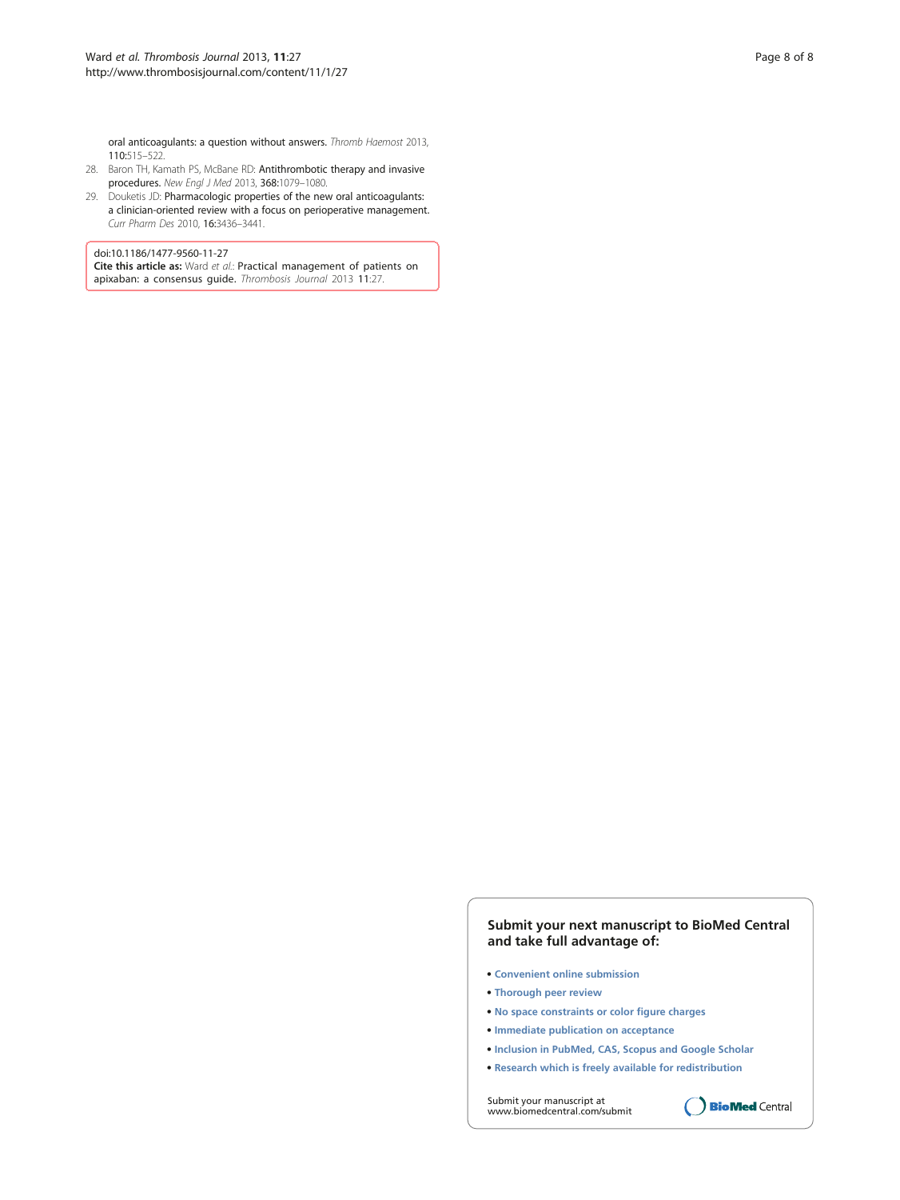oral anticoagulants: a question without answers. *Thromb Haemost* 2013, **110:**515–522.

28. Baron TH, Kamath PS, McBane RD: **Antithrombotic therapy and invasive procedures.** *New Engl J Med* 2013, **368:**1079–1080.
29. Douketis JD: **Pharmacologic properties of the new oral anticoagulants: a clinician-oriented review with a focus on perioperative management.** *Curr Pharm Des* 2010, **16:**3436–3441.

doi:10.1186/1477-9560-11-27

**Cite this article as:** Ward *et al.*: Practical management of patients on apixaban: a consensus guide. *Thrombosis Journal* 2013 **11**:27.

**Submit your next manuscript to BioMed Central and take full advantage of:**

- **Convenient online submission**
- **Thorough peer review**
- **No space constraints or color figure charges**
- **Immediate publication on acceptance**
- **Inclusion in PubMed, CAS, Scopus and Google Scholar**
- **Research which is freely available for redistribution**

Submit your manuscript at
www.biomedcentral.com/submit

BioMed Central